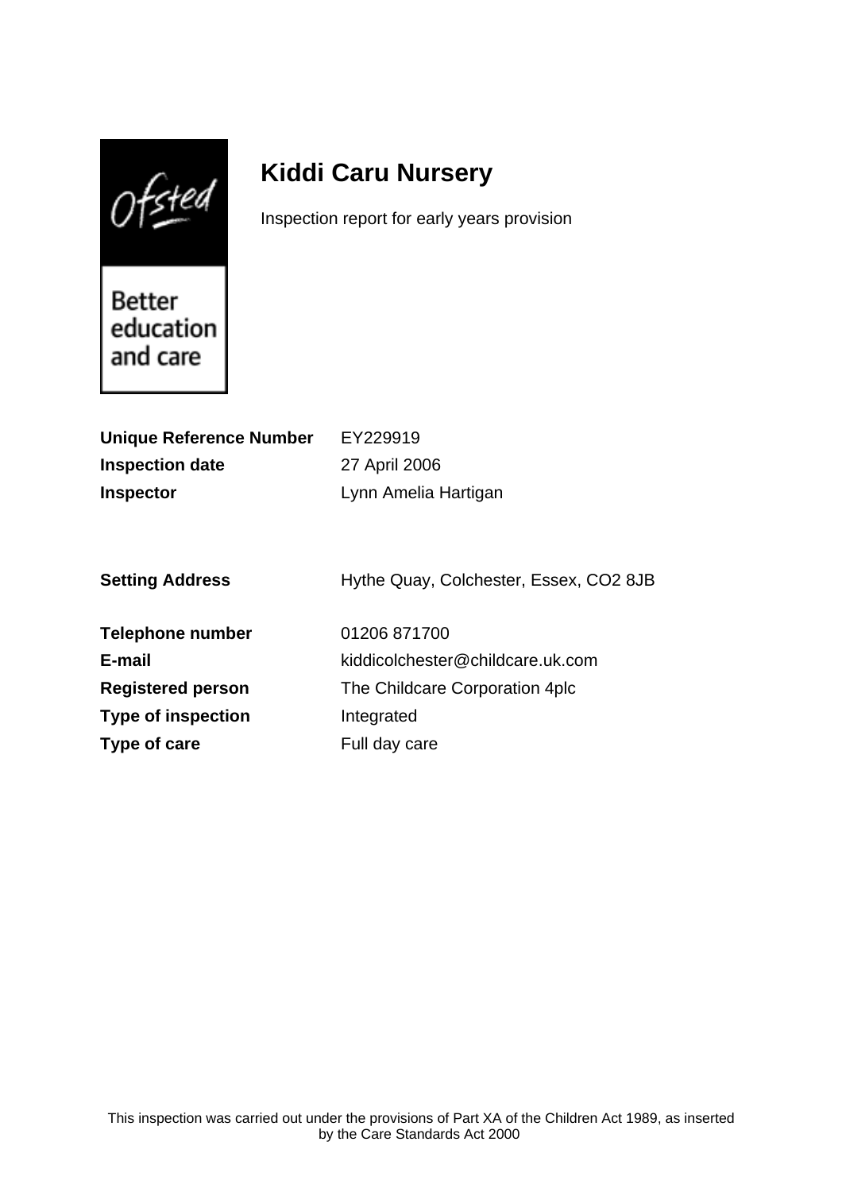# Kiddi Caru Nursery

Inspection report for early years provision

| | |
|---|---|
| **Unique Reference Number** | EY229919 |
| **Inspection date** | 27 April 2006 |
| **Inspector** | Lynn Amelia Hartigan |

| | |
|---|---|
| **Setting Address** | Hythe Quay, Colchester, Essex, CO2 8JB |

| | |
|---|---|
| **Telephone number** | 01206 871700 |
| **E-mail** | kiddicolchester@childcare.uk.com |
| **Registered person** | The Childcare Corporation 4plc |
| **Type of inspection** | Integrated |
| **Type of care** | Full day care |

This inspection was carried out under the provisions of Part XA of the Children Act 1989, as inserted by the Care Standards Act 2000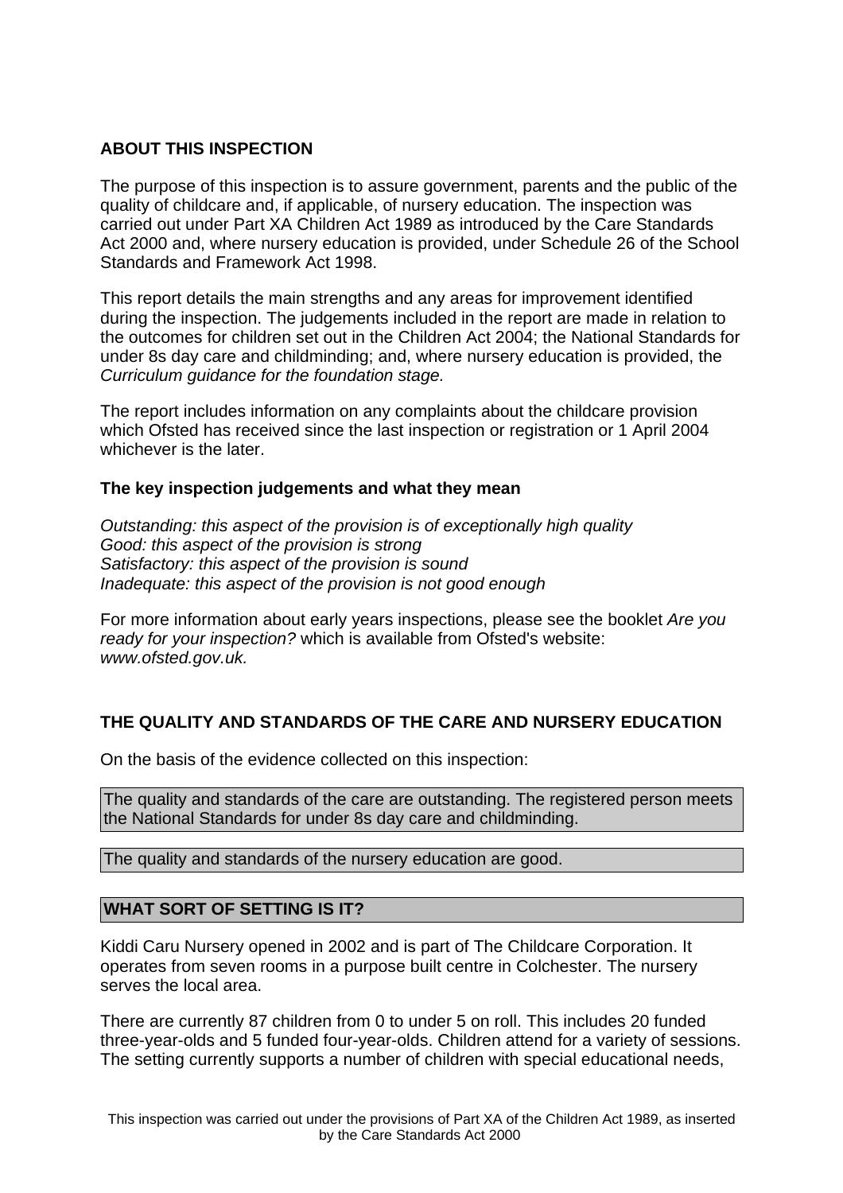## ABOUT THIS INSPECTION

The purpose of this inspection is to assure government, parents and the public of the quality of childcare and, if applicable, of nursery education. The inspection was carried out under Part XA Children Act 1989 as introduced by the Care Standards Act 2000 and, where nursery education is provided, under Schedule 26 of the School Standards and Framework Act 1998.

This report details the main strengths and any areas for improvement identified during the inspection. The judgements included in the report are made in relation to the outcomes for children set out in the Children Act 2004; the National Standards for under 8s day care and childminding; and, where nursery education is provided, the *Curriculum guidance for the foundation stage.*

The report includes information on any complaints about the childcare provision which Ofsted has received since the last inspection or registration or 1 April 2004 whichever is the later.

### The key inspection judgements and what they mean

*Outstanding: this aspect of the provision is of exceptionally high quality*
*Good: this aspect of the provision is strong*
*Satisfactory: this aspect of the provision is sound*
*Inadequate: this aspect of the provision is not good enough*

For more information about early years inspections, please see the booklet *Are you ready for your inspection?* which is available from Ofsted's website: *www.ofsted.gov.uk.*

## THE QUALITY AND STANDARDS OF THE CARE AND NURSERY EDUCATION

On the basis of the evidence collected on this inspection:

The quality and standards of the care are outstanding. The registered person meets the National Standards for under 8s day care and childminding.

The quality and standards of the nursery education are good.

## WHAT SORT OF SETTING IS IT?

Kiddi Caru Nursery opened in 2002 and is part of The Childcare Corporation. It operates from seven rooms in a purpose built centre in Colchester. The nursery serves the local area.

There are currently 87 children from 0 to under 5 on roll. This includes 20 funded three-year-olds and 5 funded four-year-olds. Children attend for a variety of sessions. The setting currently supports a number of children with special educational needs,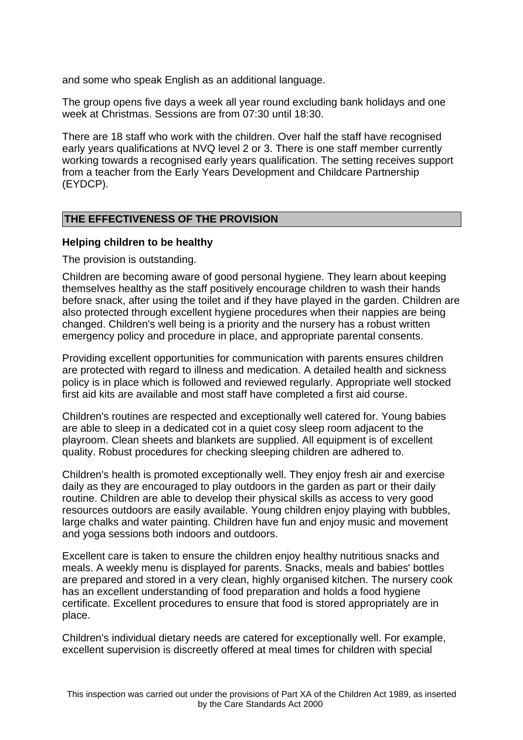and some who speak English as an additional language.

The group opens five days a week all year round excluding bank holidays and one week at Christmas. Sessions are from 07:30 until 18:30.

There are 18 staff who work with the children. Over half the staff have recognised early years qualifications at NVQ level 2 or 3. There is one staff member currently working towards a recognised early years qualification. The setting receives support from a teacher from the Early Years Development and Childcare Partnership (EYDCP).

## THE EFFECTIVENESS OF THE PROVISION

### Helping children to be healthy

The provision is outstanding.

Children are becoming aware of good personal hygiene. They learn about keeping themselves healthy as the staff positively encourage children to wash their hands before snack, after using the toilet and if they have played in the garden. Children are also protected through excellent hygiene procedures when their nappies are being changed. Children's well being is a priority and the nursery has a robust written emergency policy and procedure in place, and appropriate parental consents.

Providing excellent opportunities for communication with parents ensures children are protected with regard to illness and medication. A detailed health and sickness policy is in place which is followed and reviewed regularly. Appropriate well stocked first aid kits are available and most staff have completed a first aid course.

Children's routines are respected and exceptionally well catered for. Young babies are able to sleep in a dedicated cot in a quiet cosy sleep room adjacent to the playroom. Clean sheets and blankets are supplied. All equipment is of excellent quality. Robust procedures for checking sleeping children are adhered to.

Children's health is promoted exceptionally well. They enjoy fresh air and exercise daily as they are encouraged to play outdoors in the garden as part or their daily routine. Children are able to develop their physical skills as access to very good resources outdoors are easily available. Young children enjoy playing with bubbles, large chalks and water painting. Children have fun and enjoy music and movement and yoga sessions both indoors and outdoors.

Excellent care is taken to ensure the children enjoy healthy nutritious snacks and meals. A weekly menu is displayed for parents. Snacks, meals and babies' bottles are prepared and stored in a very clean, highly organised kitchen. The nursery cook has an excellent understanding of food preparation and holds a food hygiene certificate. Excellent procedures to ensure that food is stored appropriately are in place.

Children's individual dietary needs are catered for exceptionally well. For example, excellent supervision is discreetly offered at meal times for children with special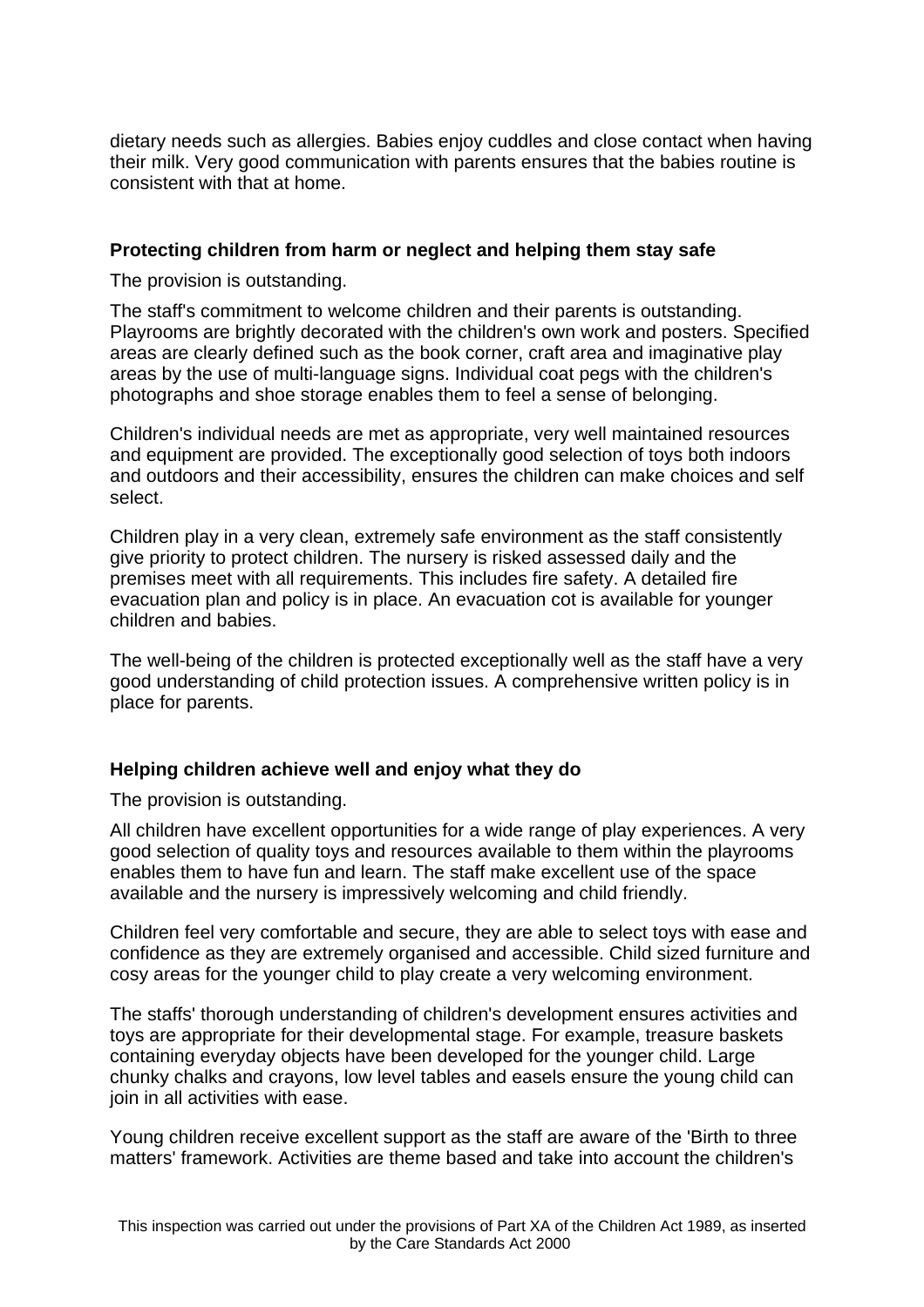dietary needs such as allergies. Babies enjoy cuddles and close contact when having their milk. Very good communication with parents ensures that the babies routine is consistent with that at home.

### Protecting children from harm or neglect and helping them stay safe

The provision is outstanding.

The staff's commitment to welcome children and their parents is outstanding. Playrooms are brightly decorated with the children's own work and posters. Specified areas are clearly defined such as the book corner, craft area and imaginative play areas by the use of multi-language signs. Individual coat pegs with the children's photographs and shoe storage enables them to feel a sense of belonging.

Children's individual needs are met as appropriate, very well maintained resources and equipment are provided. The exceptionally good selection of toys both indoors and outdoors and their accessibility, ensures the children can make choices and self select.

Children play in a very clean, extremely safe environment as the staff consistently give priority to protect children. The nursery is risked assessed daily and the premises meet with all requirements. This includes fire safety. A detailed fire evacuation plan and policy is in place. An evacuation cot is available for younger children and babies.

The well-being of the children is protected exceptionally well as the staff have a very good understanding of child protection issues. A comprehensive written policy is in place for parents.

### Helping children achieve well and enjoy what they do

The provision is outstanding.

All children have excellent opportunities for a wide range of play experiences. A very good selection of quality toys and resources available to them within the playrooms enables them to have fun and learn. The staff make excellent use of the space available and the nursery is impressively welcoming and child friendly.

Children feel very comfortable and secure, they are able to select toys with ease and confidence as they are extremely organised and accessible. Child sized furniture and cosy areas for the younger child to play create a very welcoming environment.

The staffs' thorough understanding of children's development ensures activities and toys are appropriate for their developmental stage. For example, treasure baskets containing everyday objects have been developed for the younger child. Large chunky chalks and crayons, low level tables and easels ensure the young child can join in all activities with ease.

Young children receive excellent support as the staff are aware of the 'Birth to three matters' framework. Activities are theme based and take into account the children's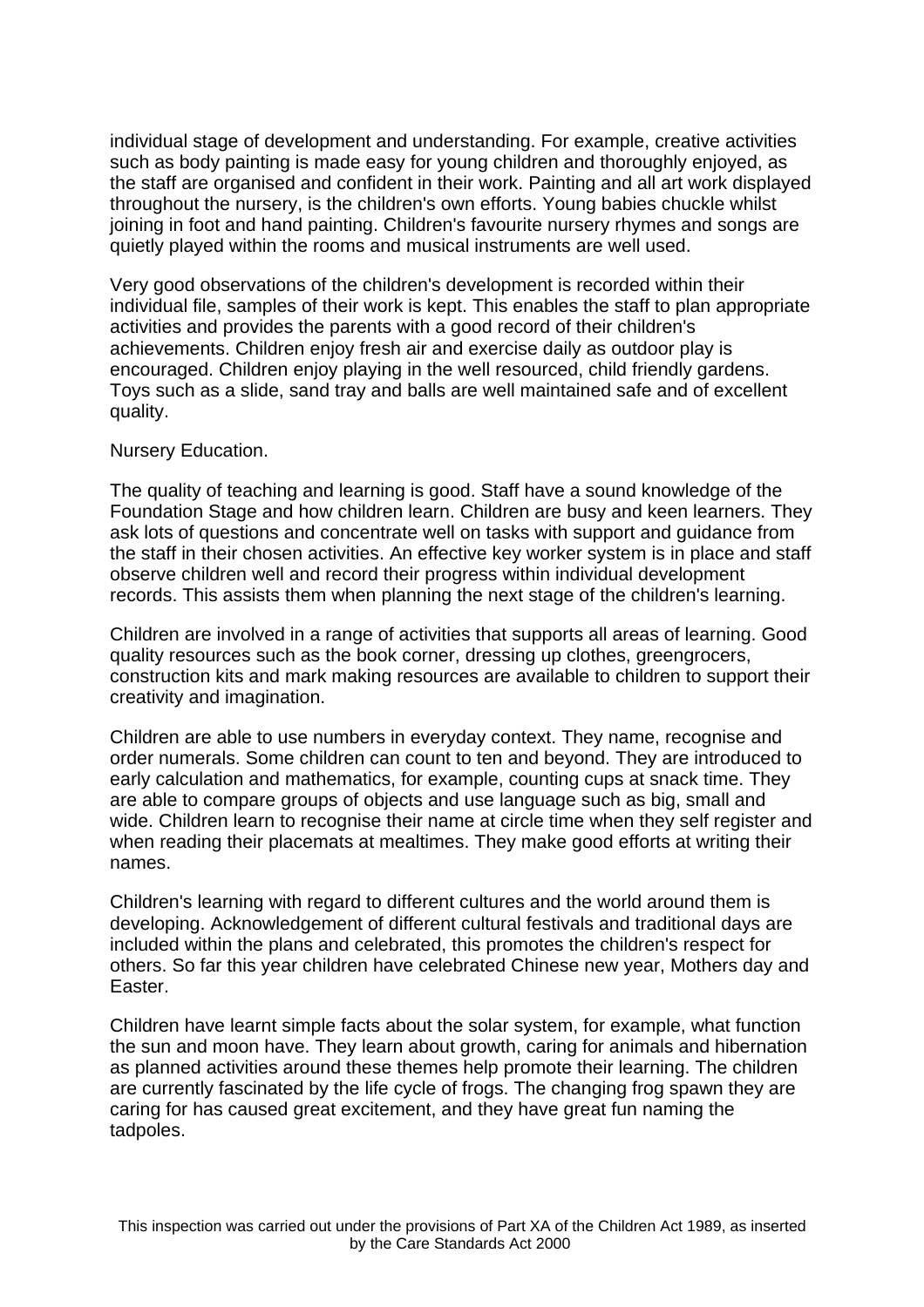individual stage of development and understanding. For example, creative activities such as body painting is made easy for young children and thoroughly enjoyed, as the staff are organised and confident in their work. Painting and all art work displayed throughout the nursery, is the children's own efforts. Young babies chuckle whilst joining in foot and hand painting. Children's favourite nursery rhymes and songs are quietly played within the rooms and musical instruments are well used.

Very good observations of the children's development is recorded within their individual file, samples of their work is kept. This enables the staff to plan appropriate activities and provides the parents with a good record of their children's achievements. Children enjoy fresh air and exercise daily as outdoor play is encouraged. Children enjoy playing in the well resourced, child friendly gardens. Toys such as a slide, sand tray and balls are well maintained safe and of excellent quality.

Nursery Education.

The quality of teaching and learning is good. Staff have a sound knowledge of the Foundation Stage and how children learn. Children are busy and keen learners. They ask lots of questions and concentrate well on tasks with support and guidance from the staff in their chosen activities. An effective key worker system is in place and staff observe children well and record their progress within individual development records. This assists them when planning the next stage of the children's learning.

Children are involved in a range of activities that supports all areas of learning. Good quality resources such as the book corner, dressing up clothes, greengrocers, construction kits and mark making resources are available to children to support their creativity and imagination.

Children are able to use numbers in everyday context. They name, recognise and order numerals. Some children can count to ten and beyond. They are introduced to early calculation and mathematics, for example, counting cups at snack time. They are able to compare groups of objects and use language such as big, small and wide. Children learn to recognise their name at circle time when they self register and when reading their placemats at mealtimes. They make good efforts at writing their names.

Children's learning with regard to different cultures and the world around them is developing. Acknowledgement of different cultural festivals and traditional days are included within the plans and celebrated, this promotes the children's respect for others. So far this year children have celebrated Chinese new year, Mothers day and Easter.

Children have learnt simple facts about the solar system, for example, what function the sun and moon have. They learn about growth, caring for animals and hibernation as planned activities around these themes help promote their learning. The children are currently fascinated by the life cycle of frogs. The changing frog spawn they are caring for has caused great excitement, and they have great fun naming the tadpoles.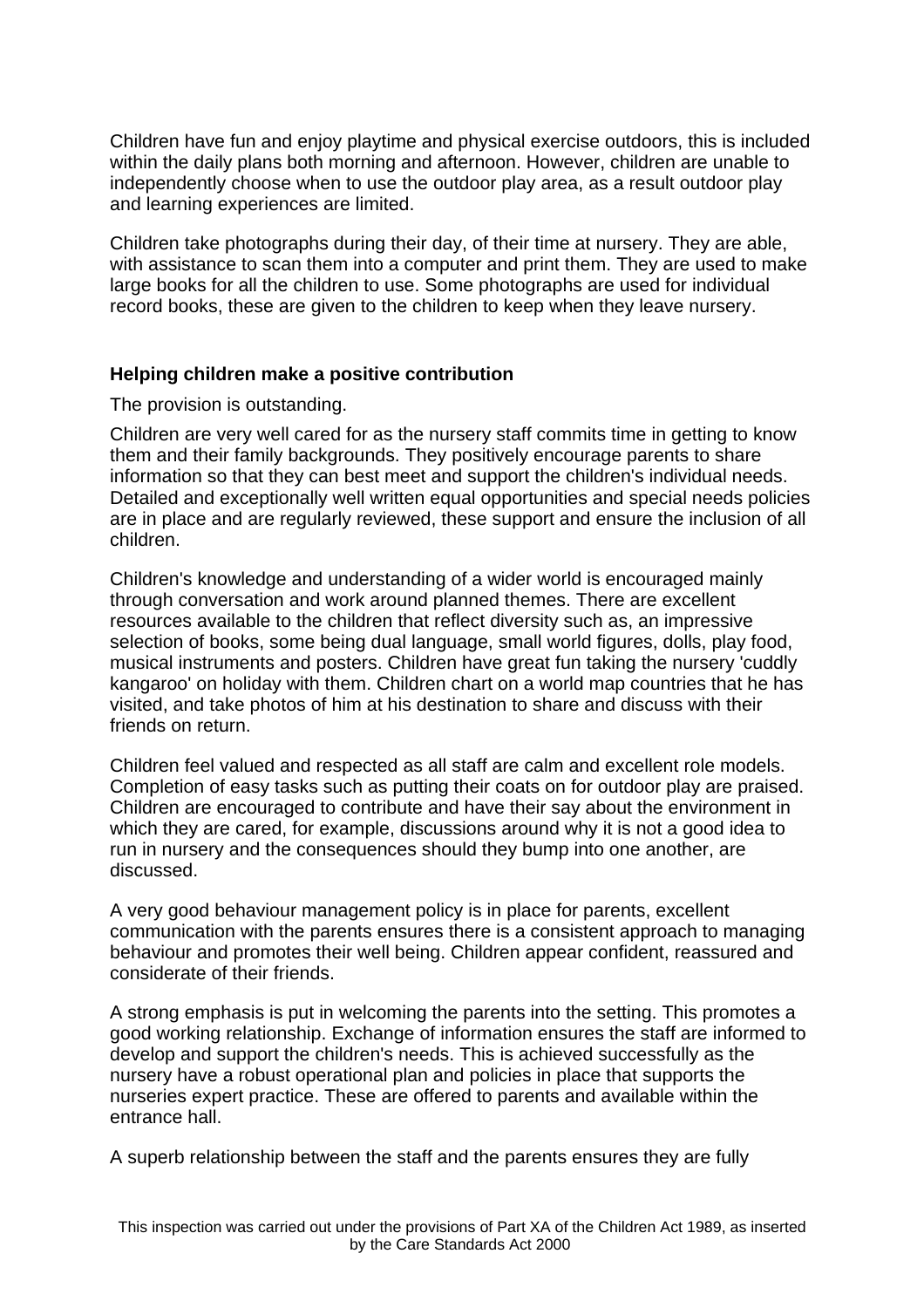Children have fun and enjoy playtime and physical exercise outdoors, this is included within the daily plans both morning and afternoon. However, children are unable to independently choose when to use the outdoor play area, as a result outdoor play and learning experiences are limited.

Children take photographs during their day, of their time at nursery. They are able, with assistance to scan them into a computer and print them. They are used to make large books for all the children to use. Some photographs are used for individual record books, these are given to the children to keep when they leave nursery.

**Helping children make a positive contribution**

The provision is outstanding.

Children are very well cared for as the nursery staff commits time in getting to know them and their family backgrounds. They positively encourage parents to share information so that they can best meet and support the children's individual needs. Detailed and exceptionally well written equal opportunities and special needs policies are in place and are regularly reviewed, these support and ensure the inclusion of all children.

Children's knowledge and understanding of a wider world is encouraged mainly through conversation and work around planned themes. There are excellent resources available to the children that reflect diversity such as, an impressive selection of books, some being dual language, small world figures, dolls, play food, musical instruments and posters. Children have great fun taking the nursery 'cuddly kangaroo' on holiday with them. Children chart on a world map countries that he has visited, and take photos of him at his destination to share and discuss with their friends on return.

Children feel valued and respected as all staff are calm and excellent role models. Completion of easy tasks such as putting their coats on for outdoor play are praised. Children are encouraged to contribute and have their say about the environment in which they are cared, for example, discussions around why it is not a good idea to run in nursery and the consequences should they bump into one another, are discussed.

A very good behaviour management policy is in place for parents, excellent communication with the parents ensures there is a consistent approach to managing behaviour and promotes their well being. Children appear confident, reassured and considerate of their friends.

A strong emphasis is put in welcoming the parents into the setting. This promotes a good working relationship. Exchange of information ensures the staff are informed to develop and support the children's needs. This is achieved successfully as the nursery have a robust operational plan and policies in place that supports the nurseries expert practice. These are offered to parents and available within the entrance hall.

A superb relationship between the staff and the parents ensures they are fully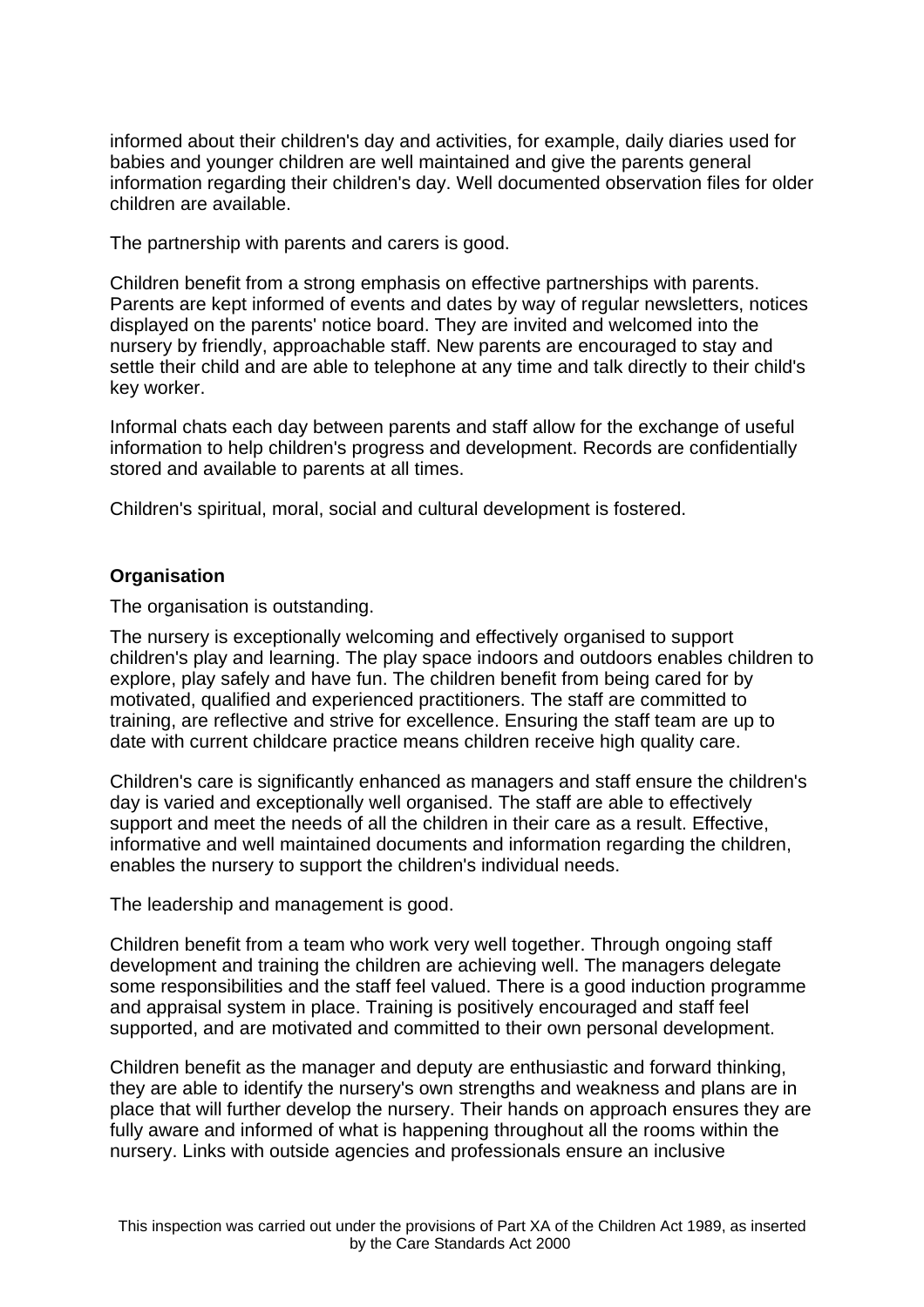informed about their children's day and activities, for example, daily diaries used for babies and younger children are well maintained and give the parents general information regarding their children's day. Well documented observation files for older children are available.

The partnership with parents and carers is good.

Children benefit from a strong emphasis on effective partnerships with parents. Parents are kept informed of events and dates by way of regular newsletters, notices displayed on the parents' notice board. They are invited and welcomed into the nursery by friendly, approachable staff. New parents are encouraged to stay and settle their child and are able to telephone at any time and talk directly to their child's key worker.

Informal chats each day between parents and staff allow for the exchange of useful information to help children's progress and development. Records are confidentially stored and available to parents at all times.

Children's spiritual, moral, social and cultural development is fostered.

**Organisation**

The organisation is outstanding.

The nursery is exceptionally welcoming and effectively organised to support children's play and learning. The play space indoors and outdoors enables children to explore, play safely and have fun. The children benefit from being cared for by motivated, qualified and experienced practitioners. The staff are committed to training, are reflective and strive for excellence. Ensuring the staff team are up to date with current childcare practice means children receive high quality care.

Children's care is significantly enhanced as managers and staff ensure the children's day is varied and exceptionally well organised. The staff are able to effectively support and meet the needs of all the children in their care as a result. Effective, informative and well maintained documents and information regarding the children, enables the nursery to support the children's individual needs.

The leadership and management is good.

Children benefit from a team who work very well together. Through ongoing staff development and training the children are achieving well. The managers delegate some responsibilities and the staff feel valued. There is a good induction programme and appraisal system in place. Training is positively encouraged and staff feel supported, and are motivated and committed to their own personal development.

Children benefit as the manager and deputy are enthusiastic and forward thinking, they are able to identify the nursery's own strengths and weakness and plans are in place that will further develop the nursery. Their hands on approach ensures they are fully aware and informed of what is happening throughout all the rooms within the nursery. Links with outside agencies and professionals ensure an inclusive

This inspection was carried out under the provisions of Part XA of the Children Act 1989, as inserted by the Care Standards Act 2000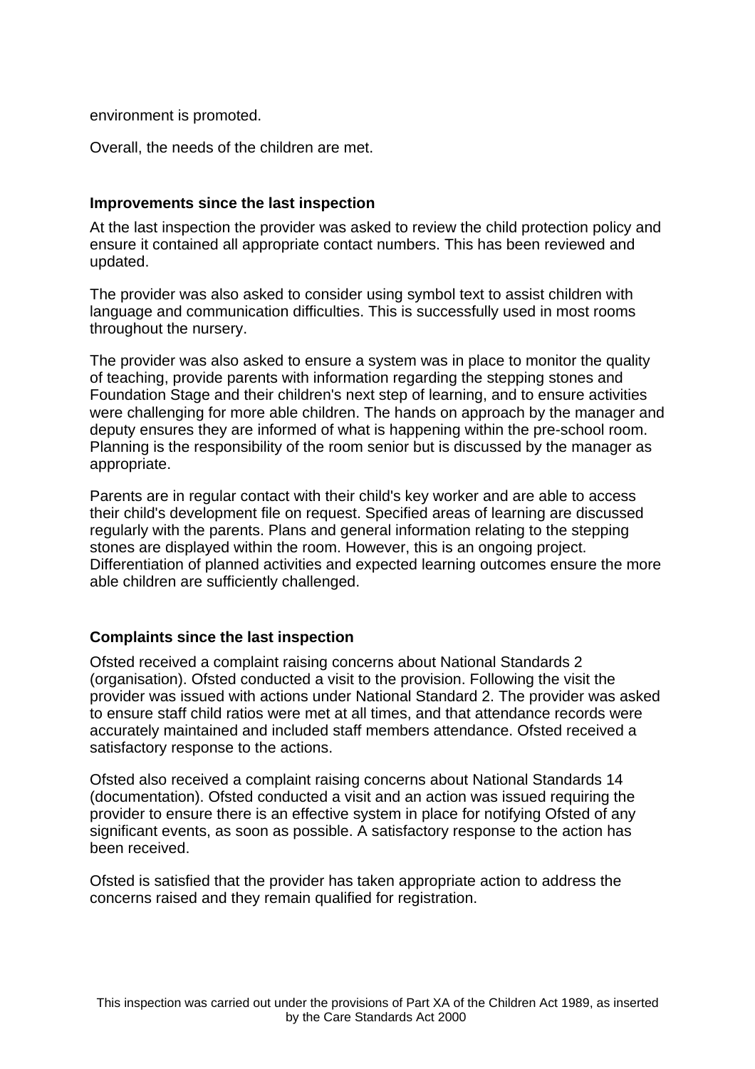environment is promoted.

Overall, the needs of the children are met.

### Improvements since the last inspection

At the last inspection the provider was asked to review the child protection policy and ensure it contained all appropriate contact numbers. This has been reviewed and updated.

The provider was also asked to consider using symbol text to assist children with language and communication difficulties. This is successfully used in most rooms throughout the nursery.

The provider was also asked to ensure a system was in place to monitor the quality of teaching, provide parents with information regarding the stepping stones and Foundation Stage and their children's next step of learning, and to ensure activities were challenging for more able children. The hands on approach by the manager and deputy ensures they are informed of what is happening within the pre-school room. Planning is the responsibility of the room senior but is discussed by the manager as appropriate.

Parents are in regular contact with their child's key worker and are able to access their child's development file on request. Specified areas of learning are discussed regularly with the parents. Plans and general information relating to the stepping stones are displayed within the room. However, this is an ongoing project. Differentiation of planned activities and expected learning outcomes ensure the more able children are sufficiently challenged.

### Complaints since the last inspection

Ofsted received a complaint raising concerns about National Standards 2 (organisation). Ofsted conducted a visit to the provision. Following the visit the provider was issued with actions under National Standard 2. The provider was asked to ensure staff child ratios were met at all times, and that attendance records were accurately maintained and included staff members attendance. Ofsted received a satisfactory response to the actions.

Ofsted also received a complaint raising concerns about National Standards 14 (documentation). Ofsted conducted a visit and an action was issued requiring the provider to ensure there is an effective system in place for notifying Ofsted of any significant events, as soon as possible. A satisfactory response to the action has been received.

Ofsted is satisfied that the provider has taken appropriate action to address the concerns raised and they remain qualified for registration.

This inspection was carried out under the provisions of Part XA of the Children Act 1989, as inserted by the Care Standards Act 2000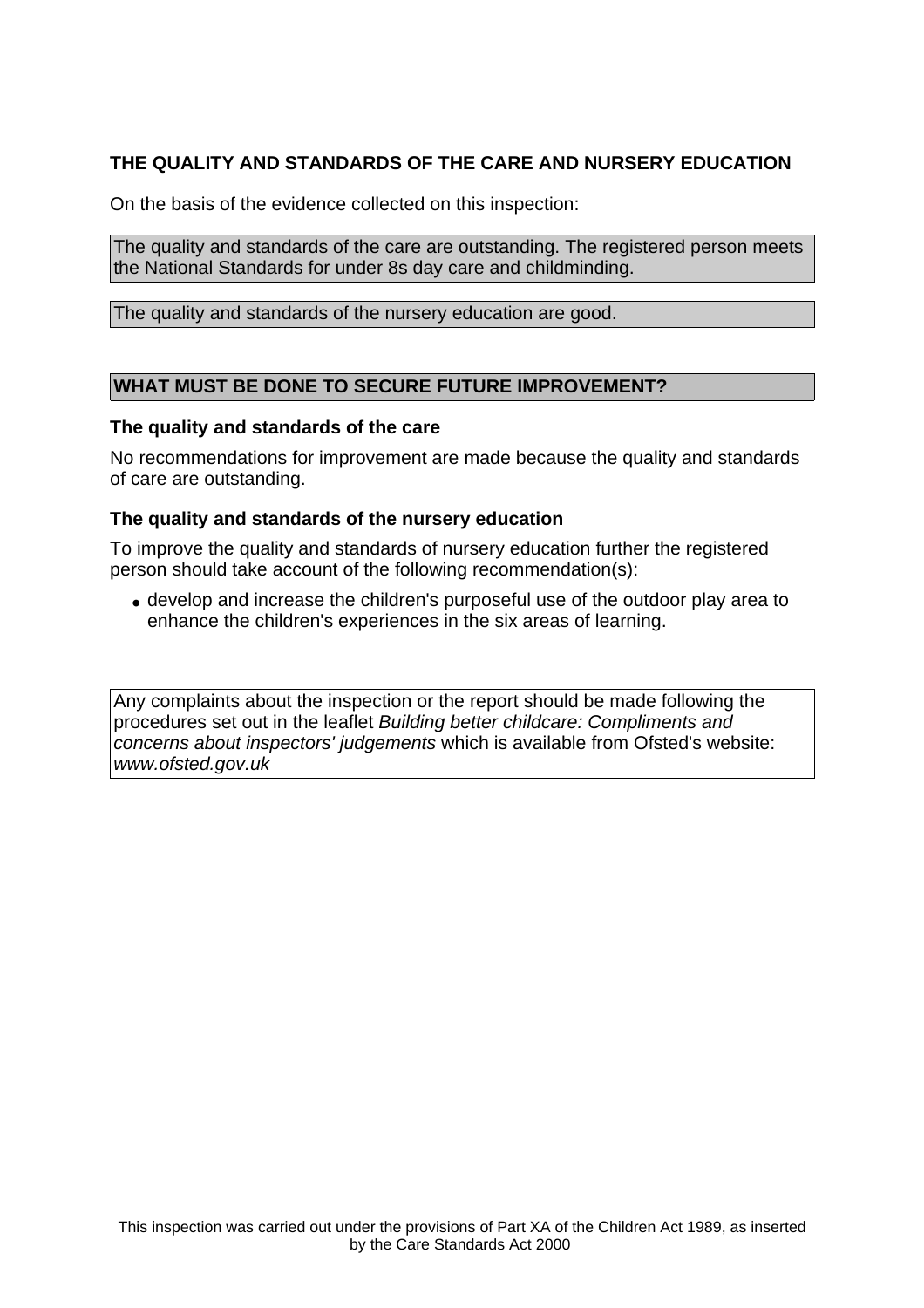## THE QUALITY AND STANDARDS OF THE CARE AND NURSERY EDUCATION

On the basis of the evidence collected on this inspection:

The quality and standards of the care are outstanding. The registered person meets the National Standards for under 8s day care and childminding.

The quality and standards of the nursery education are good.

## WHAT MUST BE DONE TO SECURE FUTURE IMPROVEMENT?

### The quality and standards of the care

No recommendations for improvement are made because the quality and standards of care are outstanding.

### The quality and standards of the nursery education

To improve the quality and standards of nursery education further the registered person should take account of the following recommendation(s):

- develop and increase the children's purposeful use of the outdoor play area to enhance the children's experiences in the six areas of learning.

Any complaints about the inspection or the report should be made following the procedures set out in the leaflet *Building better childcare: Compliments and concerns about inspectors' judgements* which is available from Ofsted's website: *www.ofsted.gov.uk*

This inspection was carried out under the provisions of Part XA of the Children Act 1989, as inserted by the Care Standards Act 2000